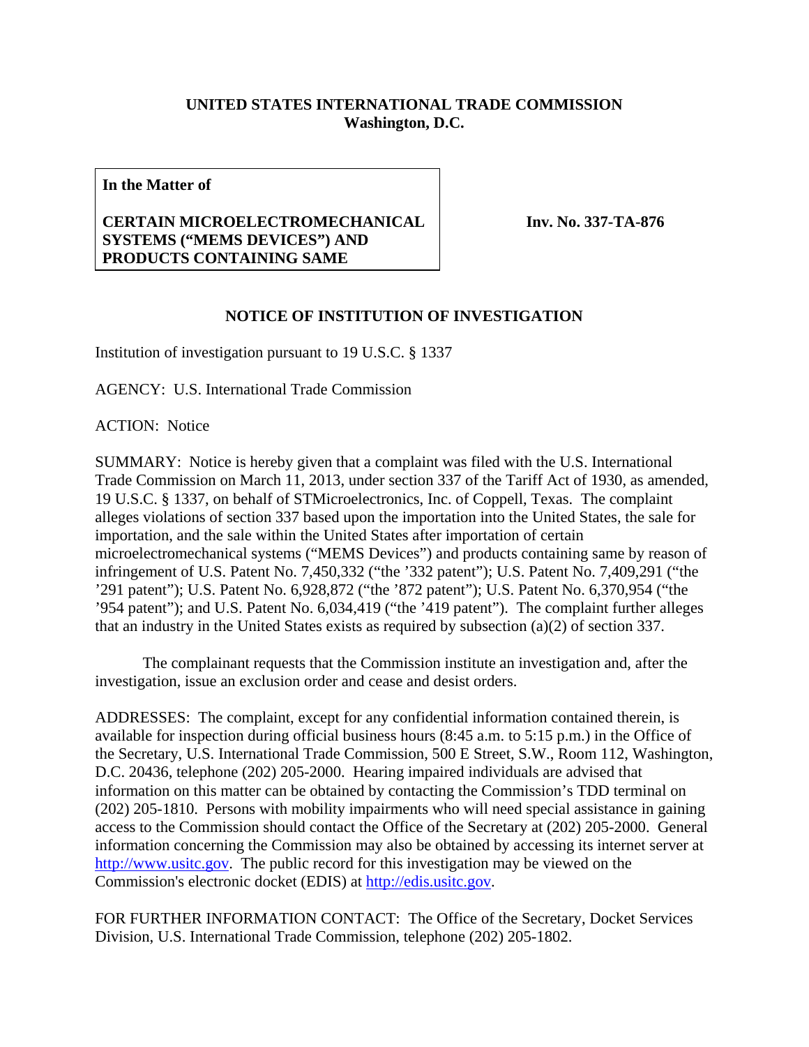**UNITED STATES INTERNATIONAL TRADE COMMISSION**
**Washington, D.C.**

| **In the Matter of** **CERTAIN MICROELECTROMECHANICAL SYSTEMS ("MEMS DEVICES") AND PRODUCTS CONTAINING SAME** | **Inv. No. 337-TA-876** |
|---|---|

## NOTICE OF INSTITUTION OF INVESTIGATION

Institution of investigation pursuant to 19 U.S.C. § 1337

AGENCY: U.S. International Trade Commission

ACTION: Notice

SUMMARY: Notice is hereby given that a complaint was filed with the U.S. International Trade Commission on March 11, 2013, under section 337 of the Tariff Act of 1930, as amended, 19 U.S.C. § 1337, on behalf of STMicroelectronics, Inc. of Coppell, Texas. The complaint alleges violations of section 337 based upon the importation into the United States, the sale for importation, and the sale within the United States after importation of certain microelectromechanical systems ("MEMS Devices") and products containing same by reason of infringement of U.S. Patent No. 7,450,332 ("the '332 patent"); U.S. Patent No. 7,409,291 ("the '291 patent"); U.S. Patent No. 6,928,872 ("the '872 patent"); U.S. Patent No. 6,370,954 ("the '954 patent"); and U.S. Patent No. 6,034,419 ("the '419 patent"). The complaint further alleges that an industry in the United States exists as required by subsection (a)(2) of section 337.

The complainant requests that the Commission institute an investigation and, after the investigation, issue an exclusion order and cease and desist orders.

ADDRESSES: The complaint, except for any confidential information contained therein, is available for inspection during official business hours (8:45 a.m. to 5:15 p.m.) in the Office of the Secretary, U.S. International Trade Commission, 500 E Street, S.W., Room 112, Washington, D.C. 20436, telephone (202) 205-2000. Hearing impaired individuals are advised that information on this matter can be obtained by contacting the Commission's TDD terminal on (202) 205-1810. Persons with mobility impairments who will need special assistance in gaining access to the Commission should contact the Office of the Secretary at (202) 205-2000. General information concerning the Commission may also be obtained by accessing its internet server at http://www.usitc.gov. The public record for this investigation may be viewed on the Commission's electronic docket (EDIS) at http://edis.usitc.gov.

FOR FURTHER INFORMATION CONTACT: The Office of the Secretary, Docket Services Division, U.S. International Trade Commission, telephone (202) 205-1802.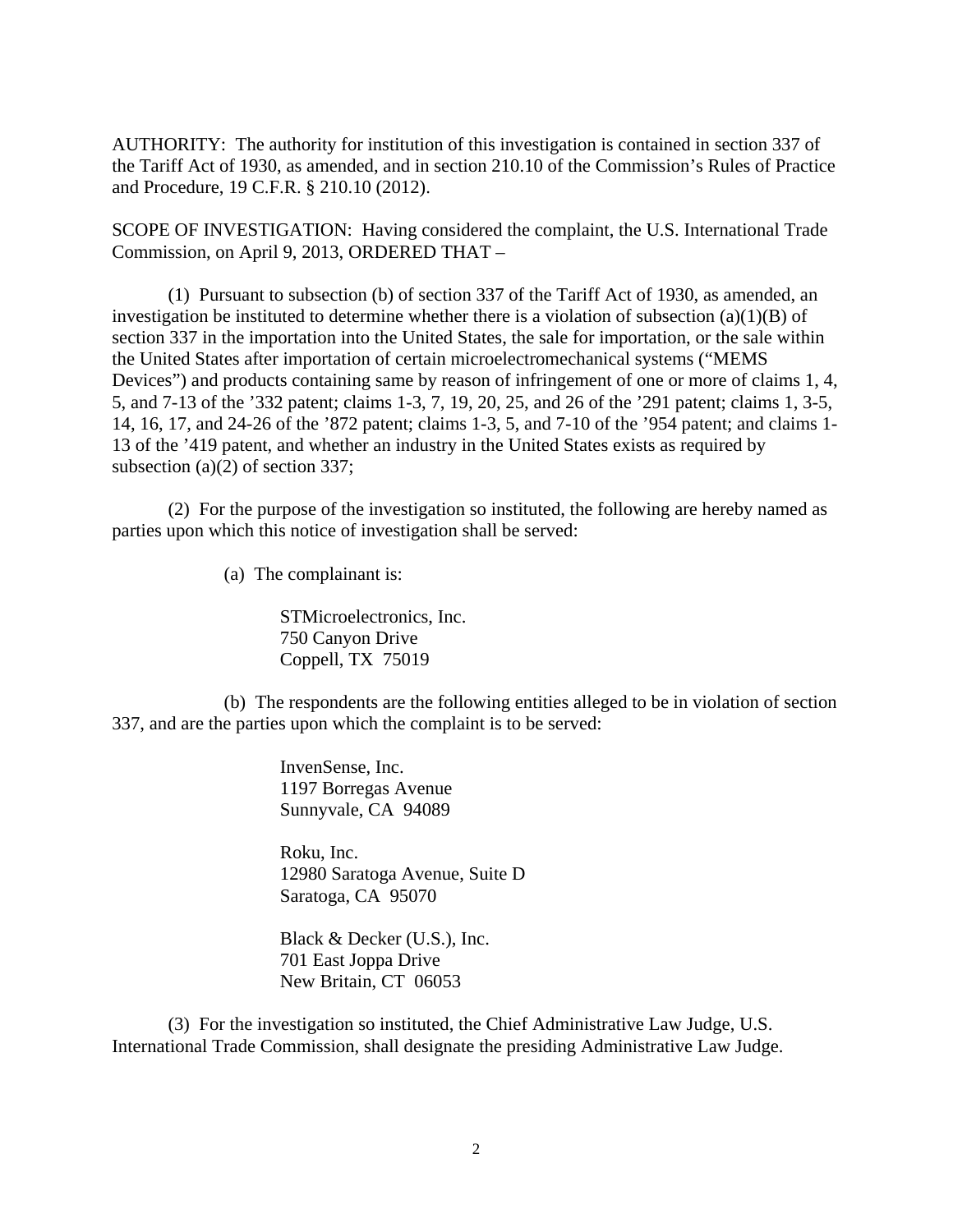AUTHORITY: The authority for institution of this investigation is contained in section 337 of the Tariff Act of 1930, as amended, and in section 210.10 of the Commission's Rules of Practice and Procedure, 19 C.F.R. § 210.10 (2012).

SCOPE OF INVESTIGATION: Having considered the complaint, the U.S. International Trade Commission, on April 9, 2013, ORDERED THAT –

(1) Pursuant to subsection (b) of section 337 of the Tariff Act of 1930, as amended, an investigation be instituted to determine whether there is a violation of subsection (a)(1)(B) of section 337 in the importation into the United States, the sale for importation, or the sale within the United States after importation of certain microelectromechanical systems ("MEMS Devices") and products containing same by reason of infringement of one or more of claims 1, 4, 5, and 7-13 of the '332 patent; claims 1-3, 7, 19, 20, 25, and 26 of the '291 patent; claims 1, 3-5, 14, 16, 17, and 24-26 of the '872 patent; claims 1-3, 5, and 7-10 of the '954 patent; and claims 1-13 of the '419 patent, and whether an industry in the United States exists as required by subsection (a)(2) of section 337;

(2) For the purpose of the investigation so instituted, the following are hereby named as parties upon which this notice of investigation shall be served:

(a) The complainant is:

STMicroelectronics, Inc.
750 Canyon Drive
Coppell, TX 75019

(b) The respondents are the following entities alleged to be in violation of section 337, and are the parties upon which the complaint is to be served:

InvenSense, Inc.
1197 Borregas Avenue
Sunnyvale, CA 94089

Roku, Inc.
12980 Saratoga Avenue, Suite D
Saratoga, CA 95070

Black & Decker (U.S.), Inc.
701 East Joppa Drive
New Britain, CT 06053

(3) For the investigation so instituted, the Chief Administrative Law Judge, U.S. International Trade Commission, shall designate the presiding Administrative Law Judge.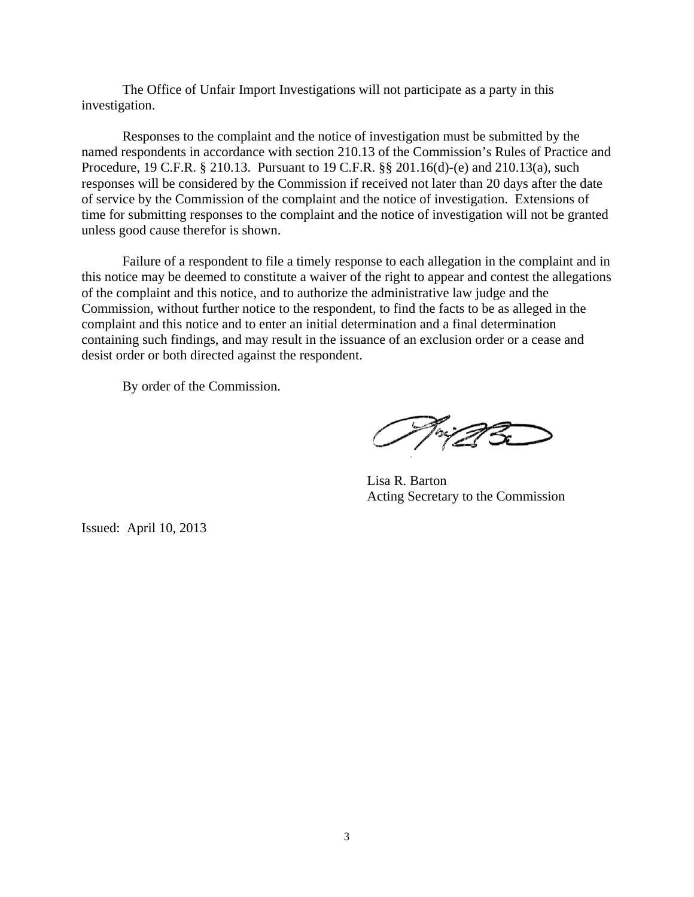The Office of Unfair Import Investigations will not participate as a party in this investigation.

Responses to the complaint and the notice of investigation must be submitted by the named respondents in accordance with section 210.13 of the Commission's Rules of Practice and Procedure, 19 C.F.R. § 210.13. Pursuant to 19 C.F.R. §§ 201.16(d)-(e) and 210.13(a), such responses will be considered by the Commission if received not later than 20 days after the date of service by the Commission of the complaint and the notice of investigation. Extensions of time for submitting responses to the complaint and the notice of investigation will not be granted unless good cause therefor is shown.

Failure of a respondent to file a timely response to each allegation in the complaint and in this notice may be deemed to constitute a waiver of the right to appear and contest the allegations of the complaint and this notice, and to authorize the administrative law judge and the Commission, without further notice to the respondent, to find the facts to be as alleged in the complaint and this notice and to enter an initial determination and a final determination containing such findings, and may result in the issuance of an exclusion order or a cease and desist order or both directed against the respondent.

By order of the Commission.

Lisa R. Barton
Acting Secretary to the Commission

Issued: April 10, 2013